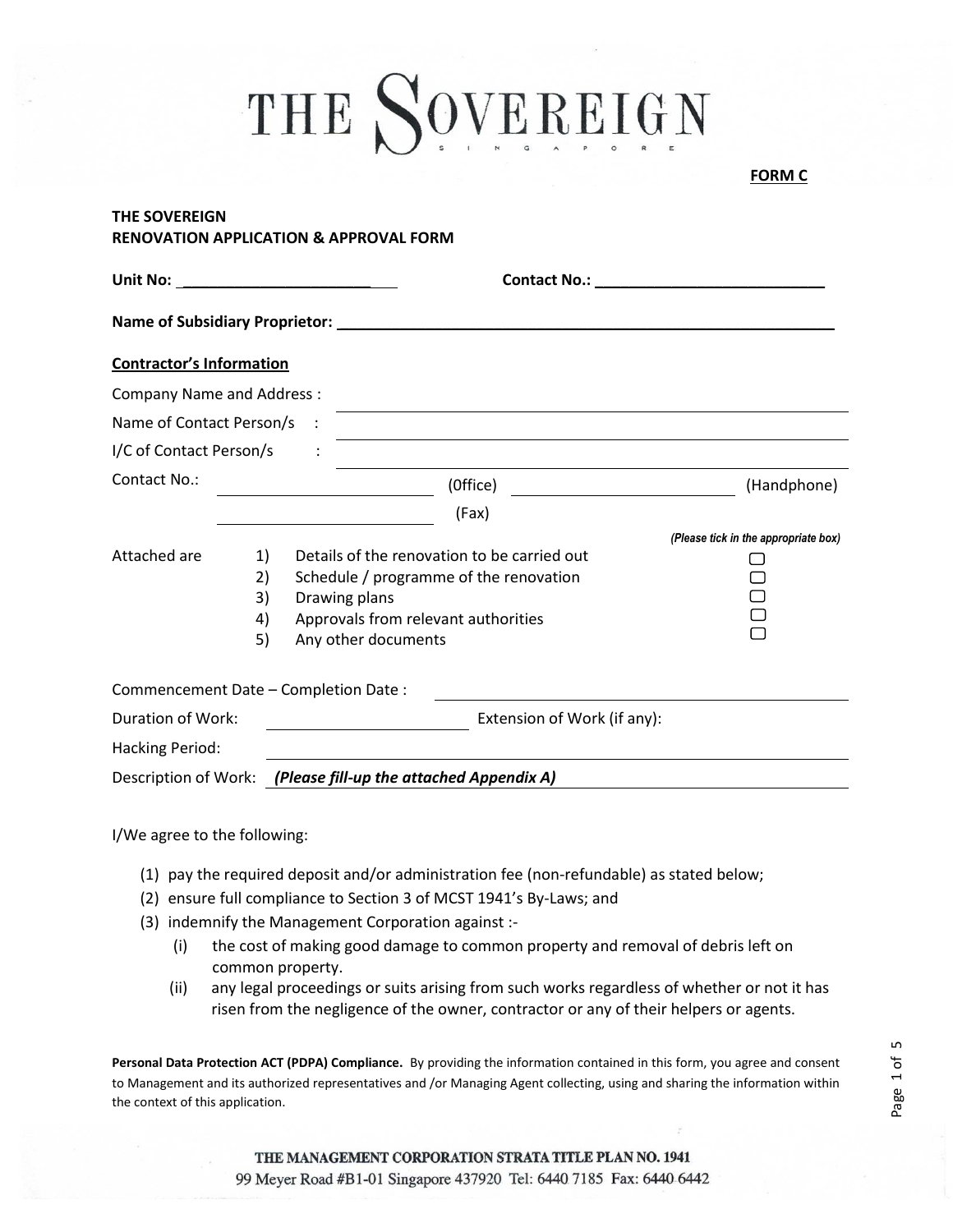# THE SOVEREIGN

SINGAPORE

**FORM C**

**THE SOVEREIGN**
**RENOVATION APPLICATION & APPROVAL FORM**

**Unit No:** ______________________ **Contact No.:** __________________________

**Name of Subsidiary Proprietor:** ________________________________________________

**Contractor's Information**

Company Name and Address : ____________________________________________

Name of Contact Person/s : ____________________________________________

I/C of Contact Person/s : ____________________________________________

Contact No.: ______________________ (0ffice) ______________________ (Handphone)

______________________ (Fax)

*(Please tick in the appropriate box)*

Attached are

1) Details of the renovation to be carried out ☐
2) Schedule / programme of the renovation ☐
3) Drawing plans ☐
4) Approvals from relevant authorities ☐
5) Any other documents ☐

Commencement Date – Completion Date : ______________________________

Duration of Work: ______________________ Extension of Work (if any): ______________________

Hacking Period: ______________________________

Description of Work: ***(Please fill-up the attached Appendix A)***

I/We agree to the following:

(1) pay the required deposit and/or administration fee (non-refundable) as stated below;
(2) ensure full compliance to Section 3 of MCST 1941's By-Laws; and
(3) indemnify the Management Corporation against :-
   (i) the cost of making good damage to common property and removal of debris left on common property.
   (ii) any legal proceedings or suits arising from such works regardless of whether or not it has risen from the negligence of the owner, contractor or any of their helpers or agents.

**Personal Data Protection ACT (PDPA) Compliance.** By providing the information contained in this form, you agree and consent to Management and its authorized representatives and /or Managing Agent collecting, using and sharing the information within the context of this application.

THE MANAGEMENT CORPORATION STRATA TITLE PLAN NO. 1941
99 Meyer Road #B1-01 Singapore 437920 Tel: 6440 7185 Fax: 6440 6442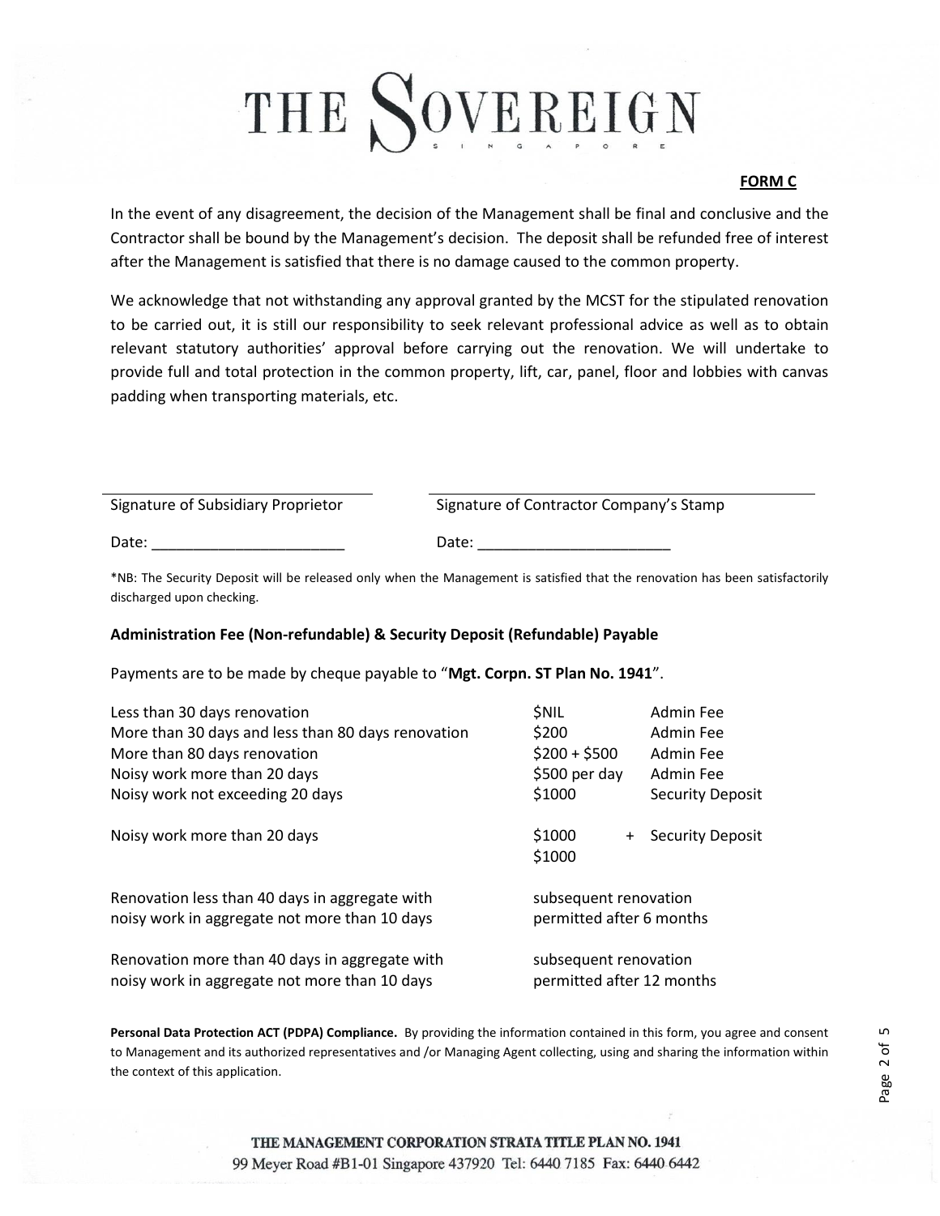# THE SOVEREIGN

SINGAPORE

**FORM C**

In the event of any disagreement, the decision of the Management shall be final and conclusive and the Contractor shall be bound by the Management's decision. The deposit shall be refunded free of interest after the Management is satisfied that there is no damage caused to the common property.

We acknowledge that not withstanding any approval granted by the MCST for the stipulated renovation to be carried out, it is still our responsibility to seek relevant professional advice as well as to obtain relevant statutory authorities' approval before carrying out the renovation. We will undertake to provide full and total protection in the common property, lift, car, panel, floor and lobbies with canvas padding when transporting materials, etc.

| Signature of Subsidiary Proprietor | Signature of Contractor Company's Stamp |
|---|---|
| Date: _______________________ | Date: _______________________ |

*NB: The Security Deposit will be released only when the Management is satisfied that the renovation has been satisfactorily discharged upon checking.

**Administration Fee (Non-refundable) & Security Deposit (Refundable) Payable**

Payments are to be made by cheque payable to "**Mgt. Corpn. ST Plan No. 1941**".

| | | |
|---|---|---|
| Less than 30 days renovation | $NIL | Admin Fee |
| More than 30 days and less than 80 days renovation | $200 | Admin Fee |
| More than 80 days renovation | $200 + $500 | Admin Fee |
| Noisy work more than 20 days | $500 per day | Admin Fee |
| Noisy work not exceeding 20 days | $1000 | Security Deposit |
| Noisy work more than 20 days | $1000 + $1000 | Security Deposit |
| Renovation less than 40 days in aggregate with noisy work in aggregate not more than 10 days | subsequent renovation permitted after 6 months | |
| Renovation more than 40 days in aggregate with noisy work in aggregate not more than 10 days | subsequent renovation permitted after 12 months | |

**Personal Data Protection ACT (PDPA) Compliance.** By providing the information contained in this form, you agree and consent to Management and its authorized representatives and /or Managing Agent collecting, using and sharing the information within the context of this application.

THE MANAGEMENT CORPORATION STRATA TITLE PLAN NO. 1941
99 Meyer Road #B1-01 Singapore 437920 Tel: 6440 7185 Fax: 6440 6442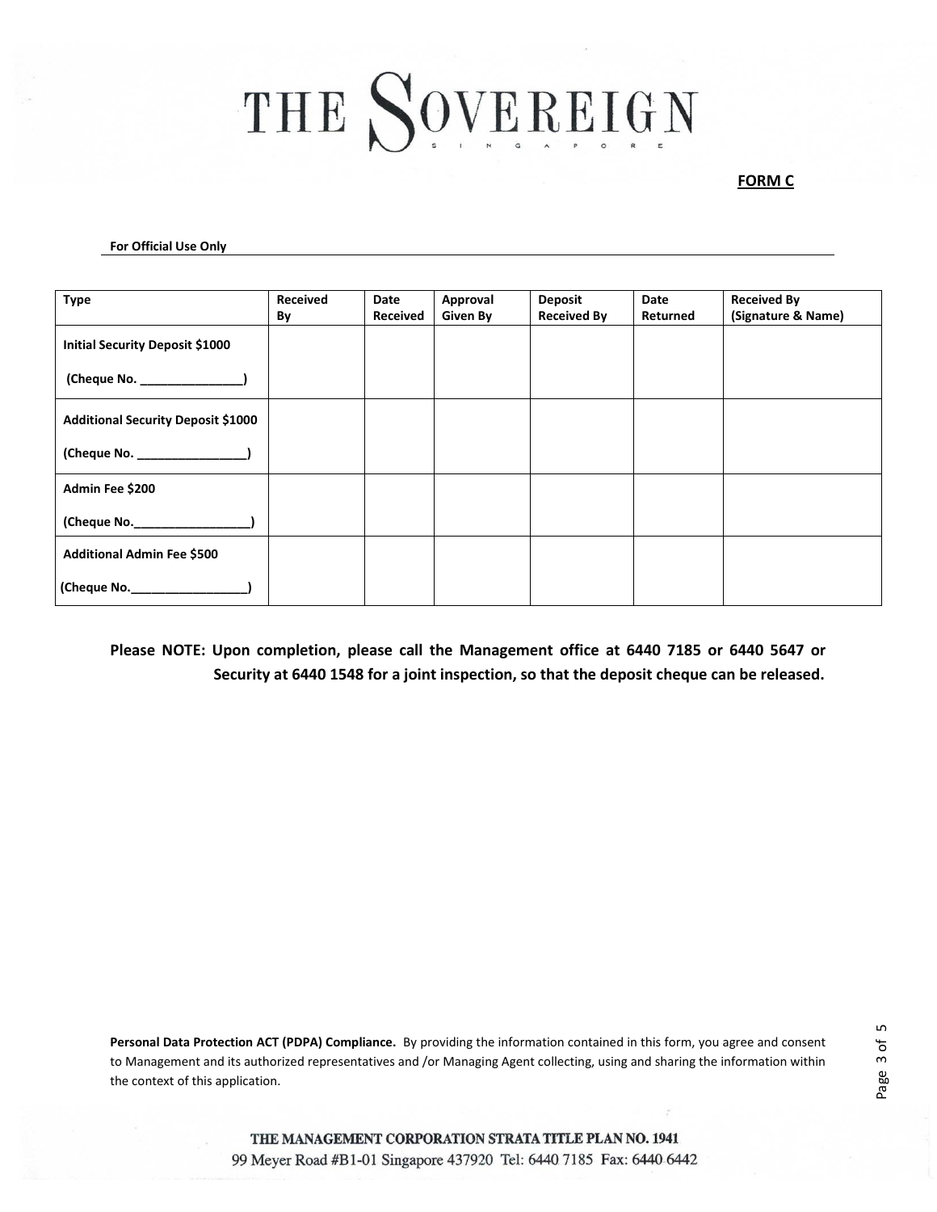# THE SOVEREIGN

SINGAPORE

**FORM C**

**For Official Use Only**

| Type | Received By | Date Received | Approval Given By | Deposit Received By | Date Returned | Received By (Signature & Name) |
|---|---|---|---|---|---|---|
| **Initial Security Deposit $1000** **(Cheque No. _______________)** | | | | | | |
| **Additional Security Deposit $1000** **(Cheque No. ________________)** | | | | | | |
| **Admin Fee $200** **(Cheque No.________________)** | | | | | | |
| **Additional Admin Fee $500** **(Cheque No.________________)** | | | | | | |

**Please NOTE: Upon completion, please call the Management office at 6440 7185 or 6440 5647 or Security at 6440 1548 for a joint inspection, so that the deposit cheque can be released.**

**Personal Data Protection ACT (PDPA) Compliance.** By providing the information contained in this form, you agree and consent to Management and its authorized representatives and /or Managing Agent collecting, using and sharing the information within the context of this application.

THE MANAGEMENT CORPORATION STRATA TITLE PLAN NO. 1941
99 Meyer Road #B1-01 Singapore 437920 Tel: 6440 7185 Fax: 6440 6442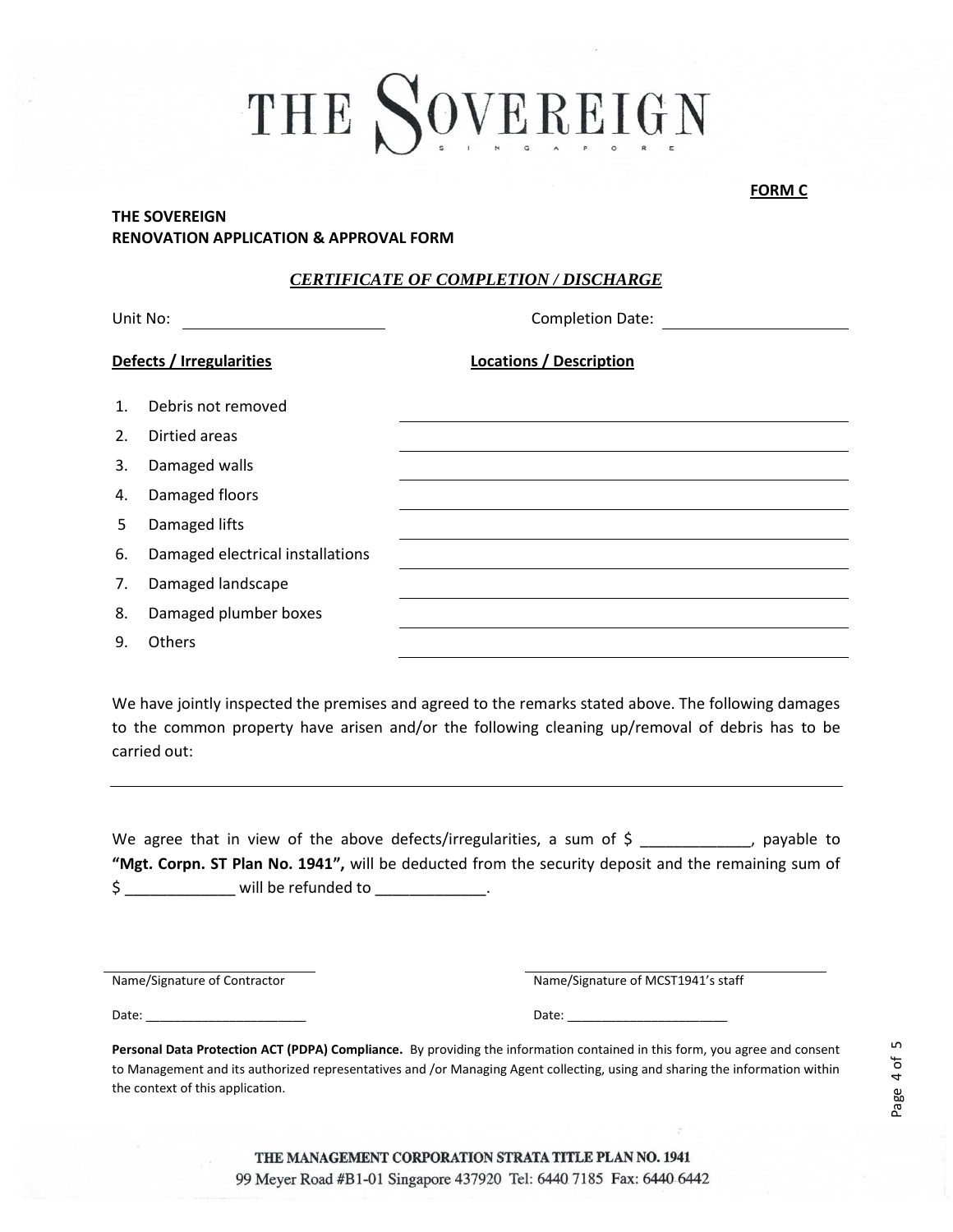# THE SOVEREIGN

SINGAPORE

**FORM C**

**THE SOVEREIGN**
**RENOVATION APPLICATION & APPROVAL FORM**

## *CERTIFICATE OF COMPLETION / DISCHARGE*

Unit No: ______________________ Completion Date: ______________________

| **Defects / Irregularities** | **Locations / Description** |
|---|---|
| 1. Debris not removed | |
| 2. Dirtied areas | |
| 3. Damaged walls | |
| 4. Damaged floors | |
| 5 Damaged lifts | |
| 6. Damaged electrical installations | |
| 7. Damaged landscape | |
| 8. Damaged plumber boxes | |
| 9. Others | |

We have jointly inspected the premises and agreed to the remarks stated above. The following damages to the common property have arisen and/or the following cleaning up/removal of debris has to be carried out:

______________________________________________________________________________

We agree that in view of the above defects/irregularities, a sum of $ _____________, payable to **"Mgt. Corpn. ST Plan No. 1941",** will be deducted from the security deposit and the remaining sum of $ _____________ will be refunded to _____________.

______________________ ______________________
Name/Signature of Contractor Name/Signature of MCST1941's staff

Date: ______________________ Date: ______________________

**Personal Data Protection ACT (PDPA) Compliance.** By providing the information contained in this form, you agree and consent to Management and its authorized representatives and /or Managing Agent collecting, using and sharing the information within the context of this application.

THE MANAGEMENT CORPORATION STRATA TITLE PLAN NO. 1941
99 Meyer Road #B1-01 Singapore 437920 Tel: 6440 7185 Fax: 6440 6442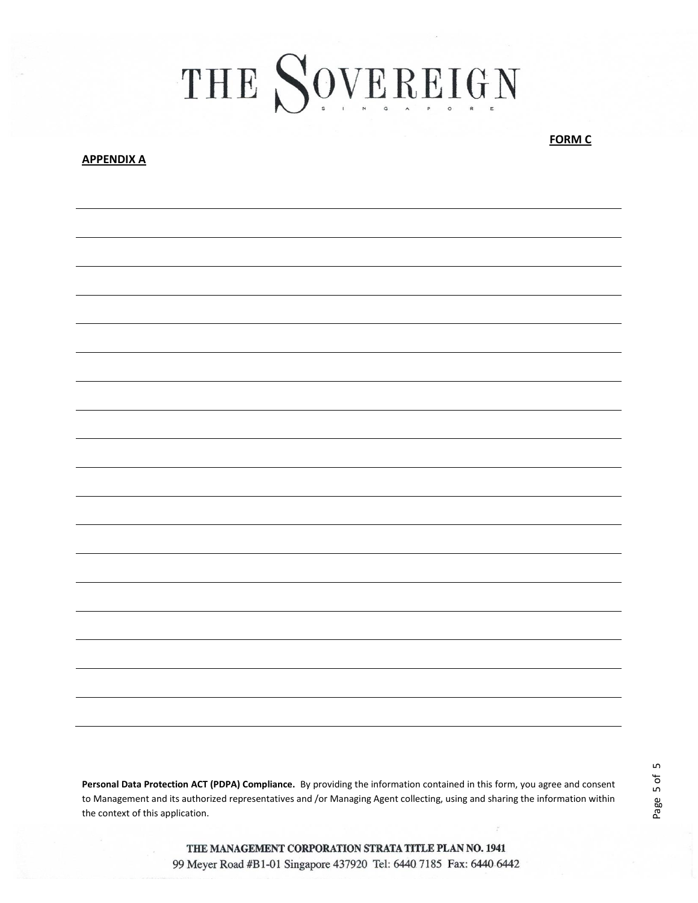THE SOVEREIGN

SINGAPORE

**FORM C**

**APPENDIX A**

**Personal Data Protection ACT (PDPA) Compliance.** By providing the information contained in this form, you agree and consent to Management and its authorized representatives and /or Managing Agent collecting, using and sharing the information within the context of this application.

THE MANAGEMENT CORPORATION STRATA TITLE PLAN NO. 1941

99 Meyer Road #B1-01 Singapore 437920 Tel: 6440 7185 Fax: 6440 6442